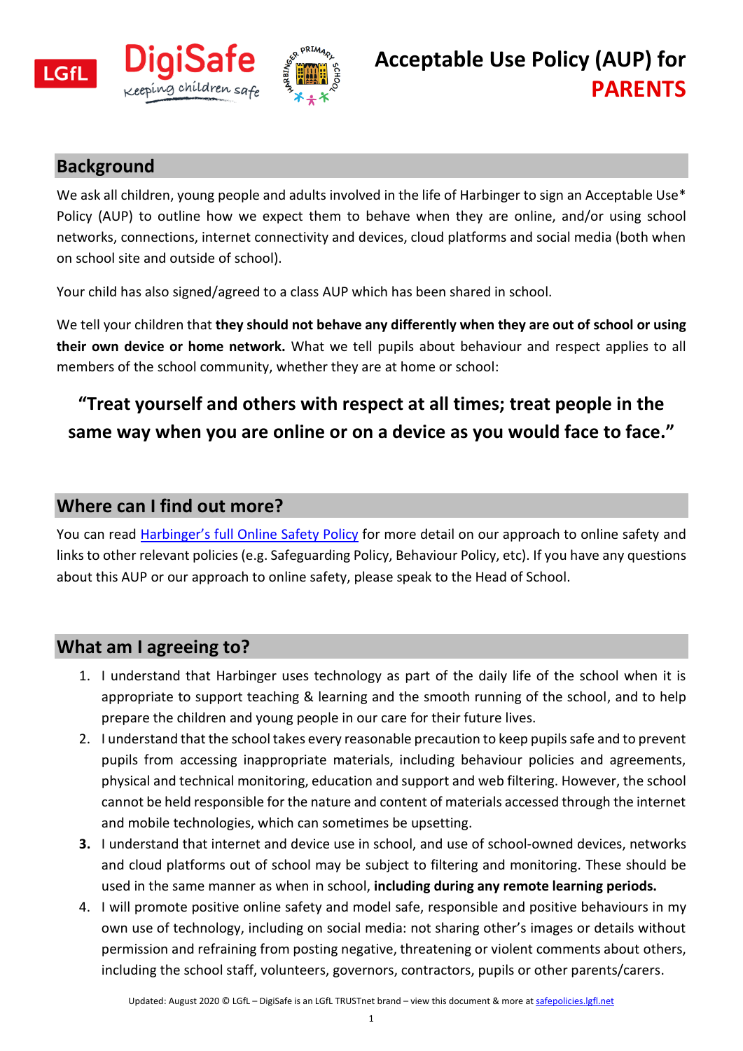# Acceptable Use Policy (AUP) for PARENTS

## Background

We ask all children, young people and adults involved in the life of Harbinger to sign an Acceptable Use* Policy (AUP) to outline how we expect them to behave when they are online, and/or using school networks, connections, internet connectivity and devices, cloud platforms and social media (both when on school site and outside of school).

Your child has also signed/agreed to a class AUP which has been shared in school.

We tell your children that **they should not behave any differently when they are out of school or using their own device or home network.** What we tell pupils about behaviour and respect applies to all members of the school community, whether they are at home or school:

**"Treat yourself and others with respect at all times; treat people in the same way when you are online or on a device as you would face to face."**

## Where can I find out more?

You can read Harbinger's full Online Safety Policy for more detail on our approach to online safety and links to other relevant policies (e.g. Safeguarding Policy, Behaviour Policy, etc). If you have any questions about this AUP or our approach to online safety, please speak to the Head of School.

## What am I agreeing to?

1. I understand that Harbinger uses technology as part of the daily life of the school when it is appropriate to support teaching & learning and the smooth running of the school, and to help prepare the children and young people in our care for their future lives.
2. I understand that the school takes every reasonable precaution to keep pupils safe and to prevent pupils from accessing inappropriate materials, including behaviour policies and agreements, physical and technical monitoring, education and support and web filtering. However, the school cannot be held responsible for the nature and content of materials accessed through the internet and mobile technologies, which can sometimes be upsetting.
3. I understand that internet and device use in school, and use of school-owned devices, networks and cloud platforms out of school may be subject to filtering and monitoring. These should be used in the same manner as when in school, **including during any remote learning periods.**
4. I will promote positive online safety and model safe, responsible and positive behaviours in my own use of technology, including on social media: not sharing other's images or details without permission and refraining from posting negative, threatening or violent comments about others, including the school staff, volunteers, governors, contractors, pupils or other parents/carers.

Updated: August 2020 © LGfL – DigiSafe is an LGfL TRUSTnet brand – view this document & more at safepolicies.lgfl.net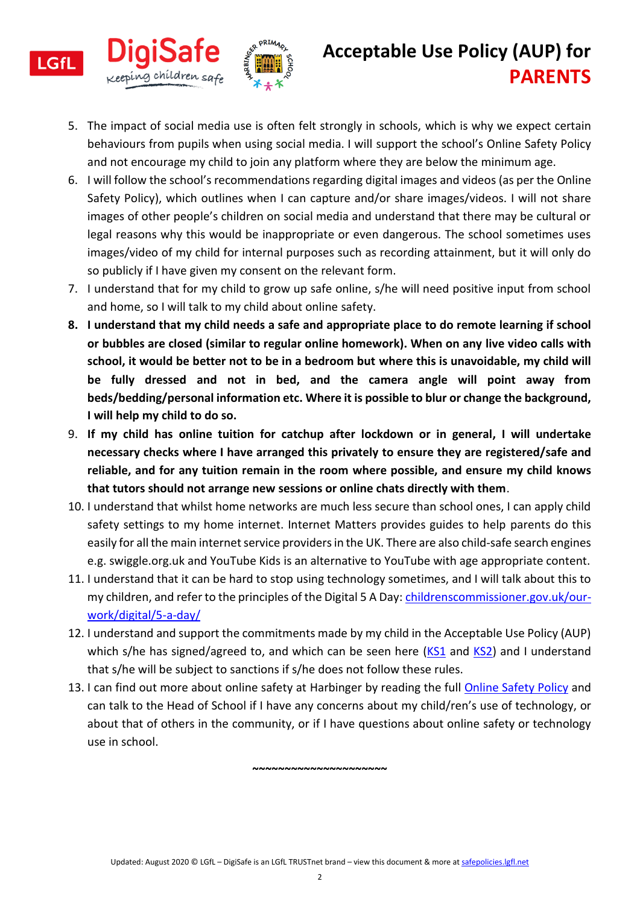5. The impact of social media use is often felt strongly in schools, which is why we expect certain behaviours from pupils when using social media. I will support the school's Online Safety Policy and not encourage my child to join any platform where they are below the minimum age.
6. I will follow the school's recommendations regarding digital images and videos (as per the Online Safety Policy), which outlines when I can capture and/or share images/videos. I will not share images of other people's children on social media and understand that there may be cultural or legal reasons why this would be inappropriate or even dangerous. The school sometimes uses images/video of my child for internal purposes such as recording attainment, but it will only do so publicly if I have given my consent on the relevant form.
7. I understand that for my child to grow up safe online, s/he will need positive input from school and home, so I will talk to my child about online safety.
8. **I understand that my child needs a safe and appropriate place to do remote learning if school or bubbles are closed (similar to regular online homework). When on any live video calls with school, it would be better not to be in a bedroom but where this is unavoidable, my child will be fully dressed and not in bed, and the camera angle will point away from beds/bedding/personal information etc. Where it is possible to blur or change the background, I will help my child to do so.**
9. **If my child has online tuition for catchup after lockdown or in general, I will undertake necessary checks where I have arranged this privately to ensure they are registered/safe and reliable, and for any tuition remain in the room where possible, and ensure my child knows that tutors should not arrange new sessions or online chats directly with them**.
10. I understand that whilst home networks are much less secure than school ones, I can apply child safety settings to my home internet. Internet Matters provides guides to help parents do this easily for all the main internet service providers in the UK. There are also child-safe search engines e.g. swiggle.org.uk and YouTube Kids is an alternative to YouTube with age appropriate content.
11. I understand that it can be hard to stop using technology sometimes, and I will talk about this to my children, and refer to the principles of the Digital 5 A Day: childrenscommissioner.gov.uk/our-work/digital/5-a-day/
12. I understand and support the commitments made by my child in the Acceptable Use Policy (AUP) which s/he has signed/agreed to, and which can be seen here (KS1 and KS2) and I understand that s/he will be subject to sanctions if s/he does not follow these rules.
13. I can find out more about online safety at Harbinger by reading the full Online Safety Policy and can talk to the Head of School if I have any concerns about my child/ren's use of technology, or about that of others in the community, or if I have questions about online safety or technology use in school.

~~~~~~~~~~~~~~~~~~~~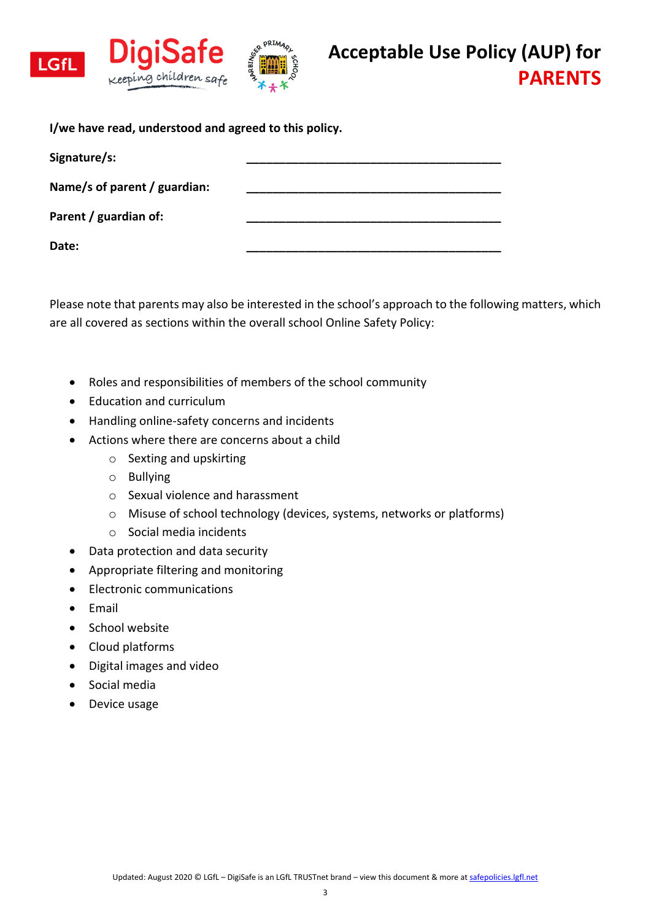# Acceptable Use Policy (AUP) for PARENTS

**I/we have read, understood and agreed to this policy.**

**Signature/s:** ________________________________________

**Name/s of parent / guardian:** ________________________________________

**Parent / guardian of:** ________________________________________

**Date:** ________________________________________

Please note that parents may also be interested in the school's approach to the following matters, which are all covered as sections within the overall school Online Safety Policy:

- Roles and responsibilities of members of the school community
- Education and curriculum
- Handling online-safety concerns and incidents
- Actions where there are concerns about a child
  - Sexting and upskirting
  - Bullying
  - Sexual violence and harassment
  - Misuse of school technology (devices, systems, networks or platforms)
  - Social media incidents
- Data protection and data security
- Appropriate filtering and monitoring
- Electronic communications
- Email
- School website
- Cloud platforms
- Digital images and video
- Social media
- Device usage